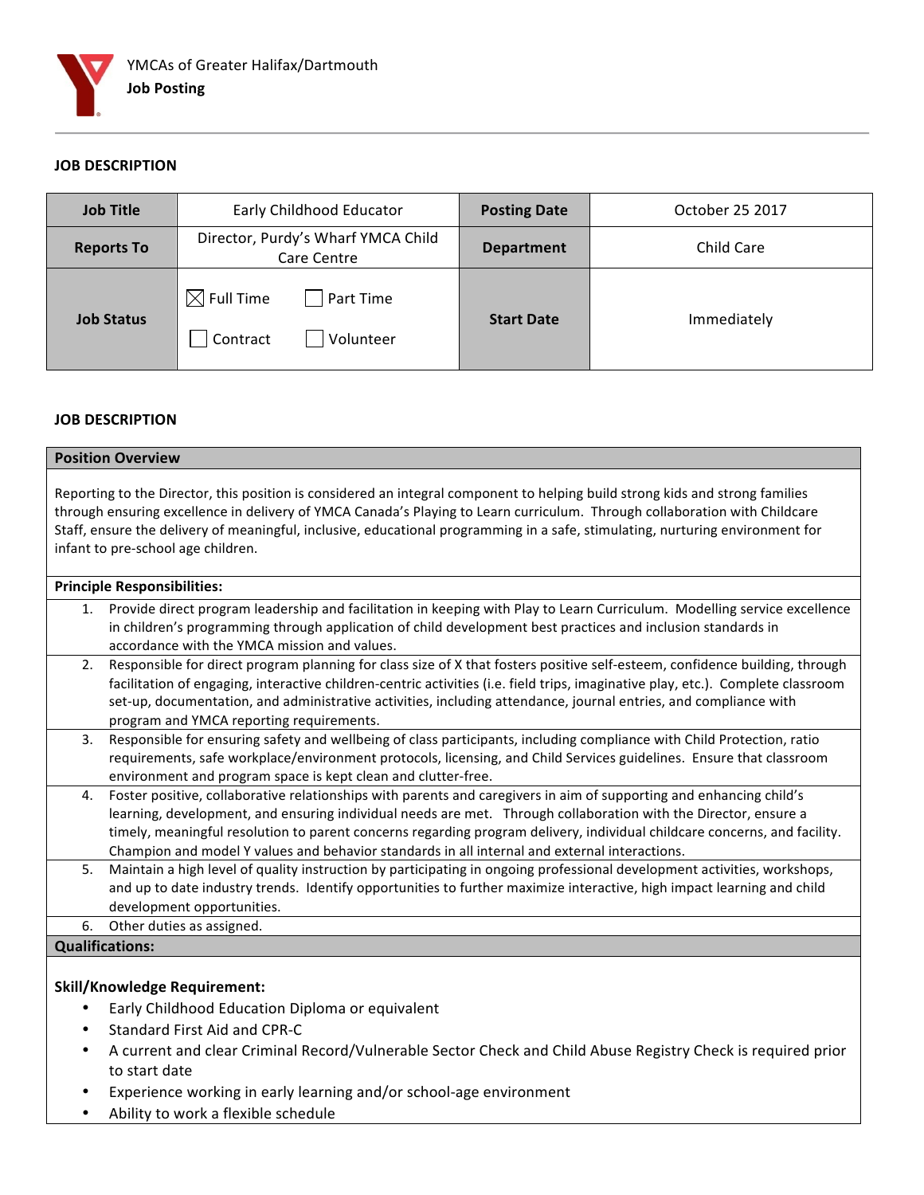YMCAs of Greater Halifax/Dartmouth

**Job Posting**

## JOB DESCRIPTION

| Job Title | Early Childhood Educator | Posting Date | October 25 2017 |
|---|---|---|---|
| Reports To | Director, Purdy's Wharf YMCA Child Care Centre | Department | Child Care |
| Job Status | ☒ Full Time ☐ Part Time ☐ Contract ☐ Volunteer | Start Date | Immediately |

## JOB DESCRIPTION

### Position Overview

Reporting to the Director, this position is considered an integral component to helping build strong kids and strong families through ensuring excellence in delivery of YMCA Canada's Playing to Learn curriculum. Through collaboration with Childcare Staff, ensure the delivery of meaningful, inclusive, educational programming in a safe, stimulating, nurturing environment for infant to pre-school age children.

### Principle Responsibilities:

1. Provide direct program leadership and facilitation in keeping with Play to Learn Curriculum. Modelling service excellence in children's programming through application of child development best practices and inclusion standards in accordance with the YMCA mission and values.
2. Responsible for direct program planning for class size of X that fosters positive self-esteem, confidence building, through facilitation of engaging, interactive children-centric activities (i.e. field trips, imaginative play, etc.). Complete classroom set-up, documentation, and administrative activities, including attendance, journal entries, and compliance with program and YMCA reporting requirements.
3. Responsible for ensuring safety and wellbeing of class participants, including compliance with Child Protection, ratio requirements, safe workplace/environment protocols, licensing, and Child Services guidelines. Ensure that classroom environment and program space is kept clean and clutter-free.
4. Foster positive, collaborative relationships with parents and caregivers in aim of supporting and enhancing child's learning, development, and ensuring individual needs are met. Through collaboration with the Director, ensure a timely, meaningful resolution to parent concerns regarding program delivery, individual childcare concerns, and facility. Champion and model Y values and behavior standards in all internal and external interactions.
5. Maintain a high level of quality instruction by participating in ongoing professional development activities, workshops, and up to date industry trends. Identify opportunities to further maximize interactive, high impact learning and child development opportunities.
6. Other duties as assigned.

### Qualifications:

**Skill/Knowledge Requirement:**

- Early Childhood Education Diploma or equivalent
- Standard First Aid and CPR-C
- A current and clear Criminal Record/Vulnerable Sector Check and Child Abuse Registry Check is required prior to start date
- Experience working in early learning and/or school-age environment
- Ability to work a flexible schedule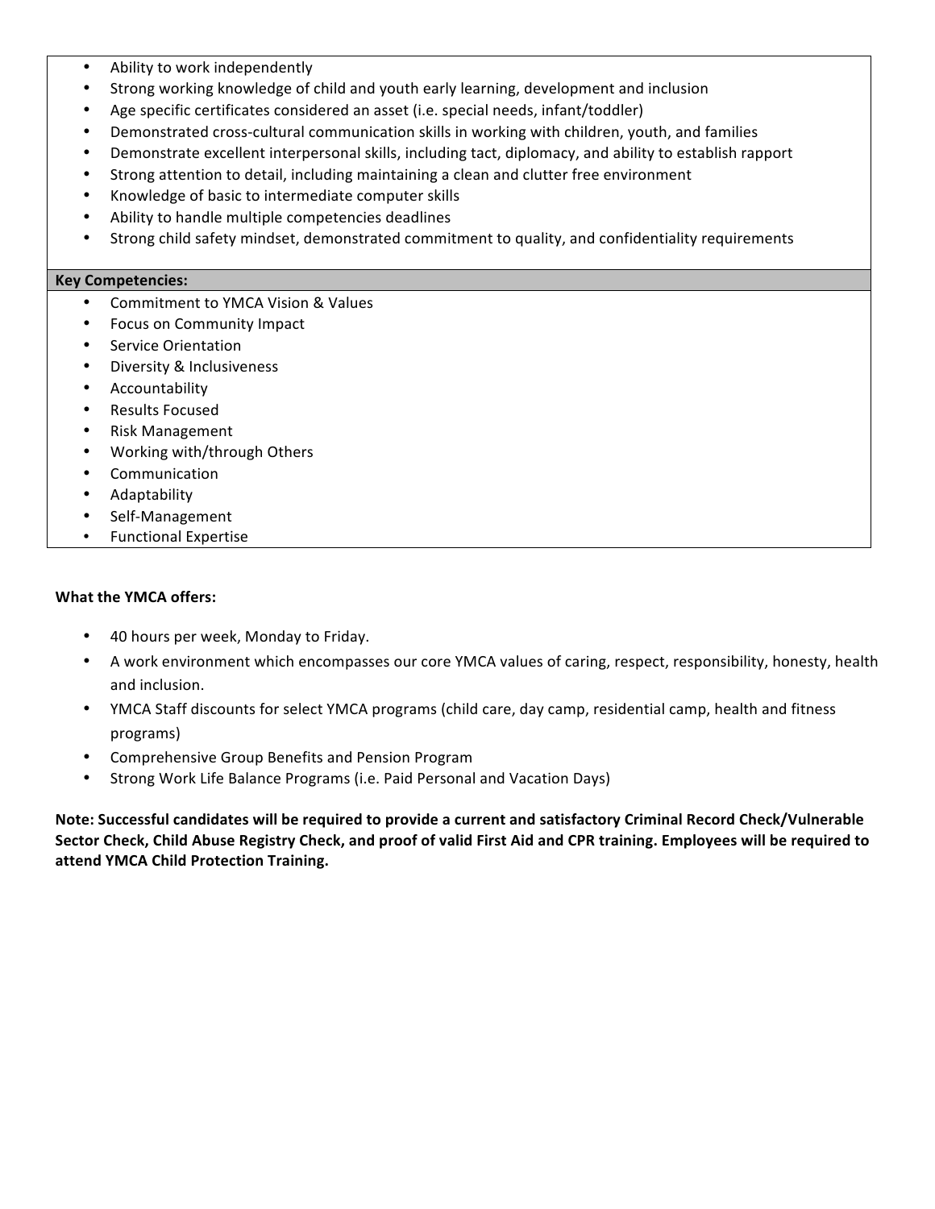- Ability to work independently
- Strong working knowledge of child and youth early learning, development and inclusion
- Age specific certificates considered an asset (i.e. special needs, infant/toddler)
- Demonstrated cross-cultural communication skills in working with children, youth, and families
- Demonstrate excellent interpersonal skills, including tact, diplomacy, and ability to establish rapport
- Strong attention to detail, including maintaining a clean and clutter free environment
- Knowledge of basic to intermediate computer skills
- Ability to handle multiple competencies deadlines
- Strong child safety mindset, demonstrated commitment to quality, and confidentiality requirements

**Key Competencies:**

- Commitment to YMCA Vision & Values
- Focus on Community Impact
- Service Orientation
- Diversity & Inclusiveness
- Accountability
- Results Focused
- Risk Management
- Working with/through Others
- Communication
- Adaptability
- Self-Management
- Functional Expertise

**What the YMCA offers:**

- 40 hours per week, Monday to Friday.
- A work environment which encompasses our core YMCA values of caring, respect, responsibility, honesty, health and inclusion.
- YMCA Staff discounts for select YMCA programs (child care, day camp, residential camp, health and fitness programs)
- Comprehensive Group Benefits and Pension Program
- Strong Work Life Balance Programs (i.e. Paid Personal and Vacation Days)

**Note: Successful candidates will be required to provide a current and satisfactory Criminal Record Check/Vulnerable Sector Check, Child Abuse Registry Check, and proof of valid First Aid and CPR training. Employees will be required to attend YMCA Child Protection Training.**